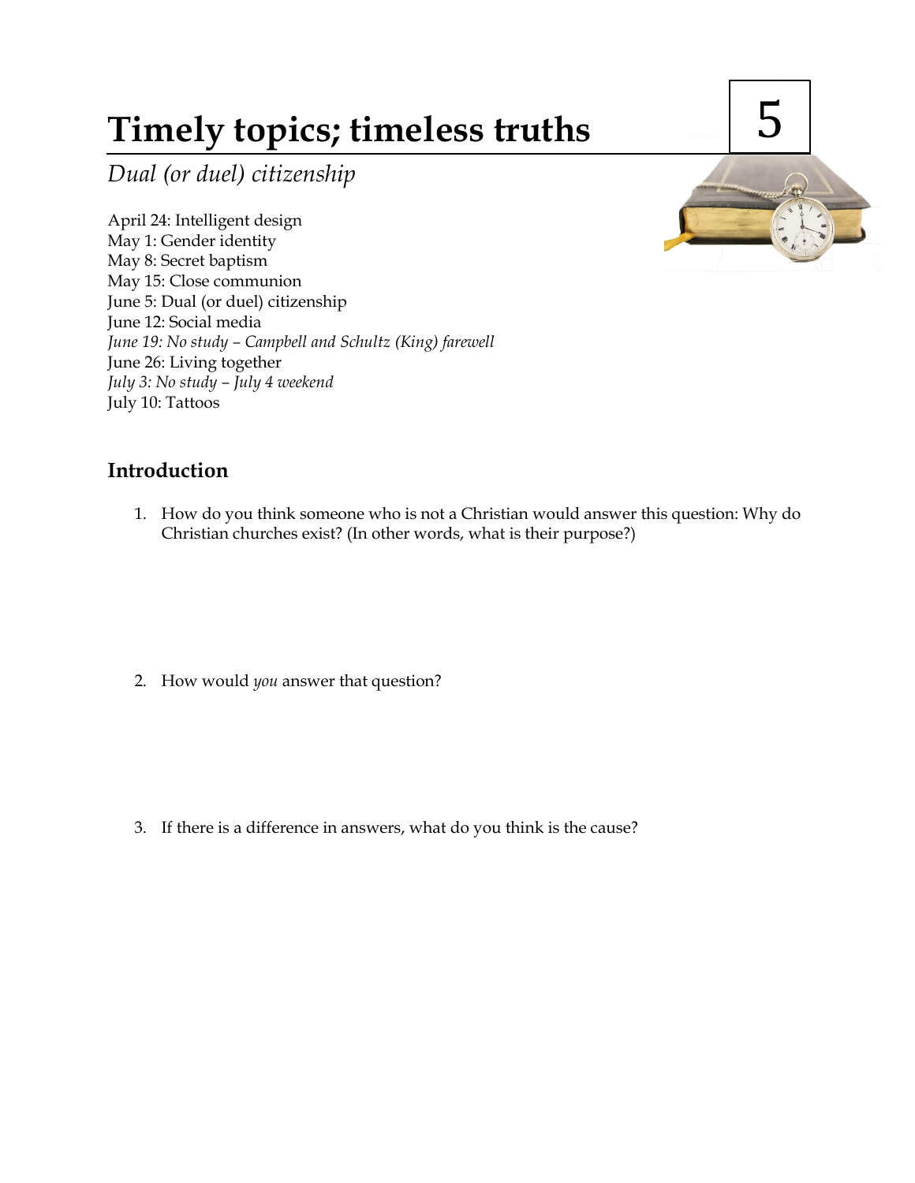# Timely topics; timeless truths

5

*Dual (or duel) citizenship*

April 24: Intelligent design
May 1: Gender identity
May 8: Secret baptism
May 15: Close communion
June 5: Dual (or duel) citizenship
June 12: Social media
*June 19: No study – Campbell and Schultz (King) farewell*
June 26: Living together
*July 3: No study – July 4 weekend*
July 10: Tattoos

## Introduction

1. How do you think someone who is not a Christian would answer this question: Why do Christian churches exist? (In other words, what is their purpose?)

2. How would *you* answer that question?

3. If there is a difference in answers, what do you think is the cause?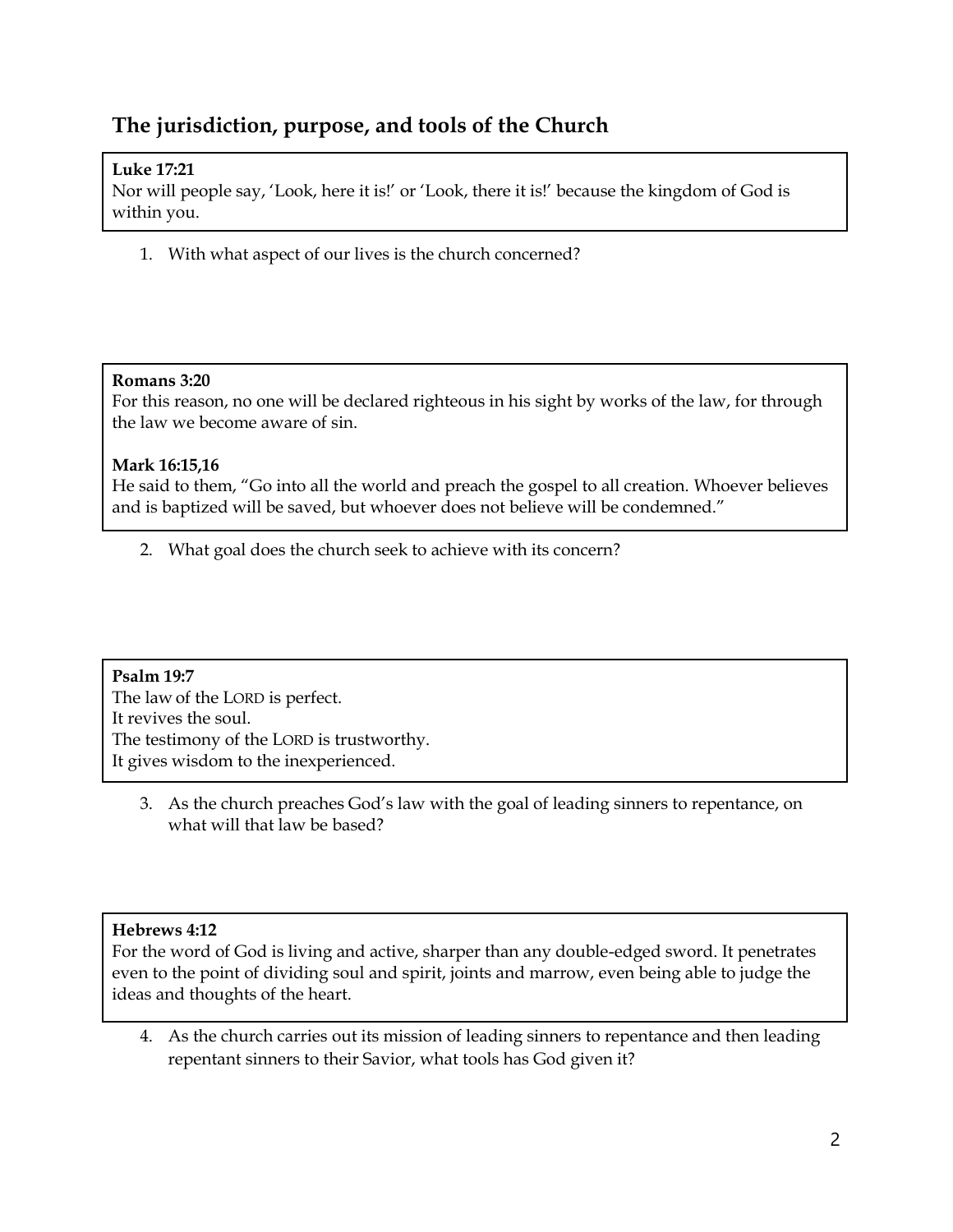## The jurisdiction, purpose, and tools of the Church

**Luke 17:21**
Nor will people say, 'Look, here it is!' or 'Look, there it is!' because the kingdom of God is within you.

1. With what aspect of our lives is the church concerned?

**Romans 3:20**
For this reason, no one will be declared righteous in his sight by works of the law, for through the law we become aware of sin.

**Mark 16:15,16**
He said to them, "Go into all the world and preach the gospel to all creation. Whoever believes and is baptized will be saved, but whoever does not believe will be condemned."

2. What goal does the church seek to achieve with its concern?

**Psalm 19:7**
The law of the LORD is perfect.
It revives the soul.
The testimony of the LORD is trustworthy.
It gives wisdom to the inexperienced.

3. As the church preaches God's law with the goal of leading sinners to repentance, on what will that law be based?

**Hebrews 4:12**
For the word of God is living and active, sharper than any double-edged sword. It penetrates even to the point of dividing soul and spirit, joints and marrow, even being able to judge the ideas and thoughts of the heart.

4. As the church carries out its mission of leading sinners to repentance and then leading repentant sinners to their Savior, what tools has God given it?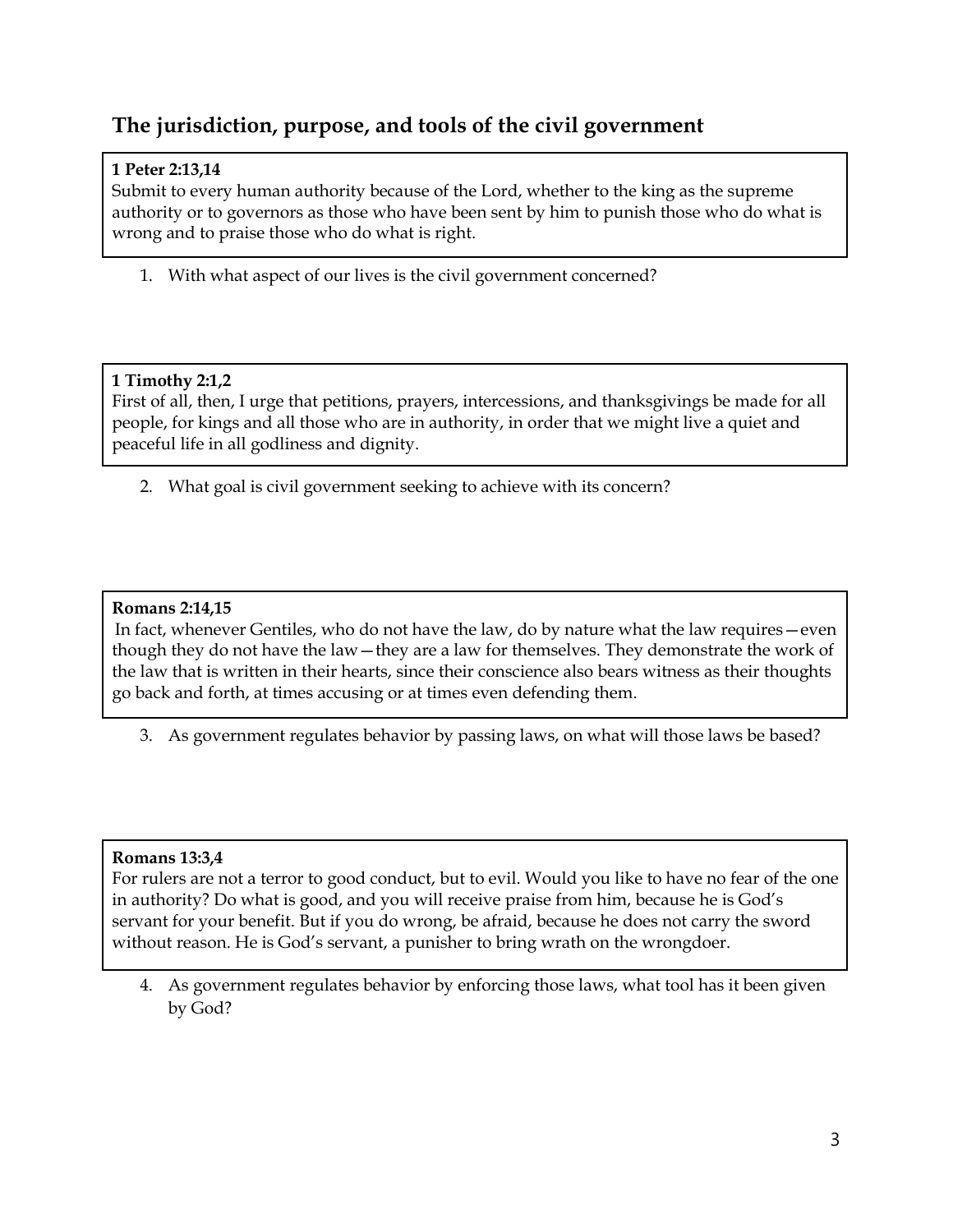## The jurisdiction, purpose, and tools of the civil government

**1 Peter 2:13,14**
Submit to every human authority because of the Lord, whether to the king as the supreme authority or to governors as those who have been sent by him to punish those who do what is wrong and to praise those who do what is right.

1. With what aspect of our lives is the civil government concerned?

**1 Timothy 2:1,2**
First of all, then, I urge that petitions, prayers, intercessions, and thanksgivings be made for all people, for kings and all those who are in authority, in order that we might live a quiet and peaceful life in all godliness and dignity.

2. What goal is civil government seeking to achieve with its concern?

**Romans 2:14,15**
In fact, whenever Gentiles, who do not have the law, do by nature what the law requires—even though they do not have the law—they are a law for themselves. They demonstrate the work of the law that is written in their hearts, since their conscience also bears witness as their thoughts go back and forth, at times accusing or at times even defending them.

3. As government regulates behavior by passing laws, on what will those laws be based?

**Romans 13:3,4**
For rulers are not a terror to good conduct, but to evil. Would you like to have no fear of the one in authority? Do what is good, and you will receive praise from him, because he is God's servant for your benefit. But if you do wrong, be afraid, because he does not carry the sword without reason. He is God's servant, a punisher to bring wrath on the wrongdoer.

4. As government regulates behavior by enforcing those laws, what tool has it been given by God?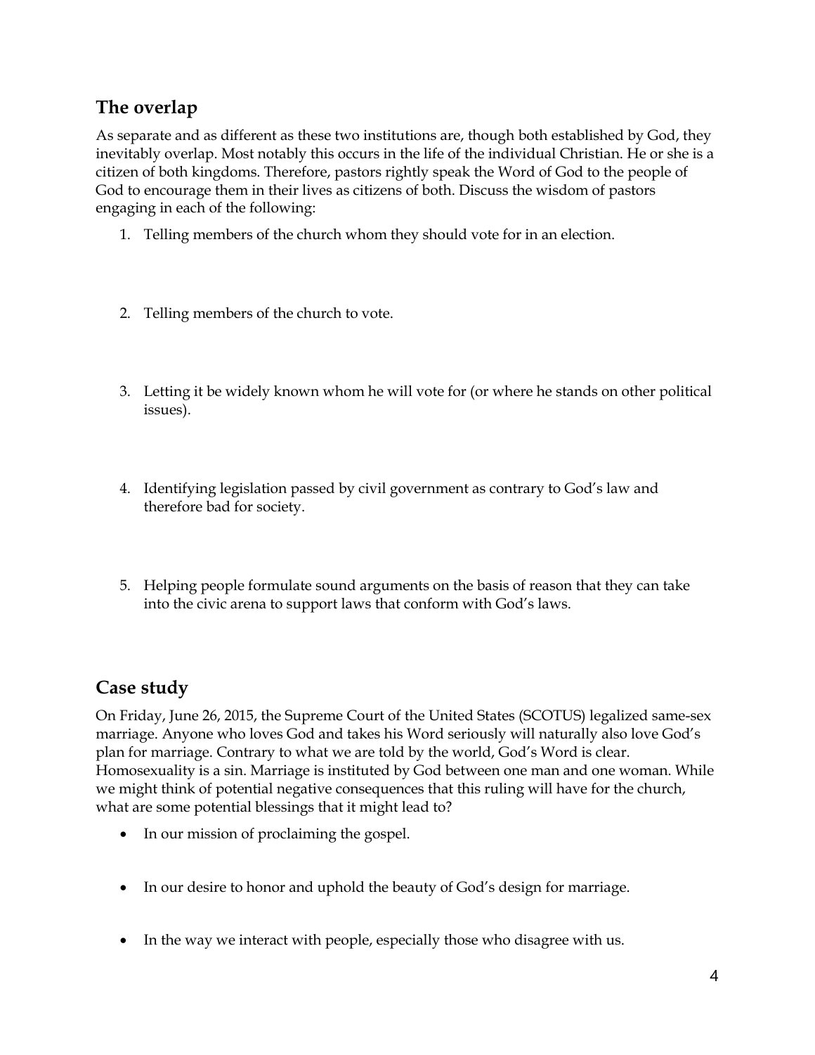## The overlap

As separate and as different as these two institutions are, though both established by God, they inevitably overlap. Most notably this occurs in the life of the individual Christian. He or she is a citizen of both kingdoms. Therefore, pastors rightly speak the Word of God to the people of God to encourage them in their lives as citizens of both. Discuss the wisdom of pastors engaging in each of the following:

1. Telling members of the church whom they should vote for in an election.

2. Telling members of the church to vote.

3. Letting it be widely known whom he will vote for (or where he stands on other political issues).

4. Identifying legislation passed by civil government as contrary to God's law and therefore bad for society.

5. Helping people formulate sound arguments on the basis of reason that they can take into the civic arena to support laws that conform with God's laws.

## Case study

On Friday, June 26, 2015, the Supreme Court of the United States (SCOTUS) legalized same-sex marriage. Anyone who loves God and takes his Word seriously will naturally also love God's plan for marriage. Contrary to what we are told by the world, God's Word is clear. Homosexuality is a sin. Marriage is instituted by God between one man and one woman. While we might think of potential negative consequences that this ruling will have for the church, what are some potential blessings that it might lead to?

- In our mission of proclaiming the gospel.

- In our desire to honor and uphold the beauty of God's design for marriage.

- In the way we interact with people, especially those who disagree with us.